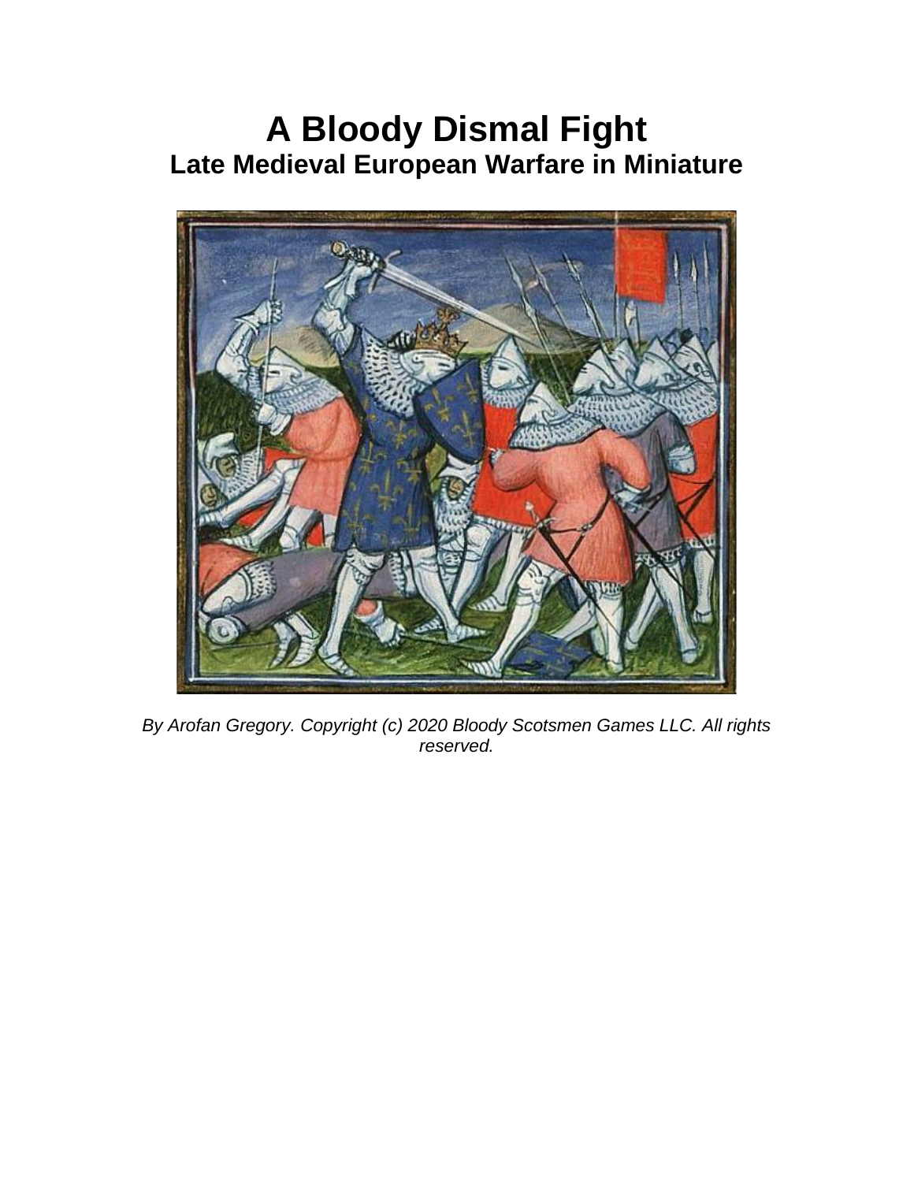# A Bloody Dismal Fight
## Late Medieval European Warfare in Miniature

*By Arofan Gregory. Copyright (c) 2020 Bloody Scotsmen Games LLC. All rights reserved.*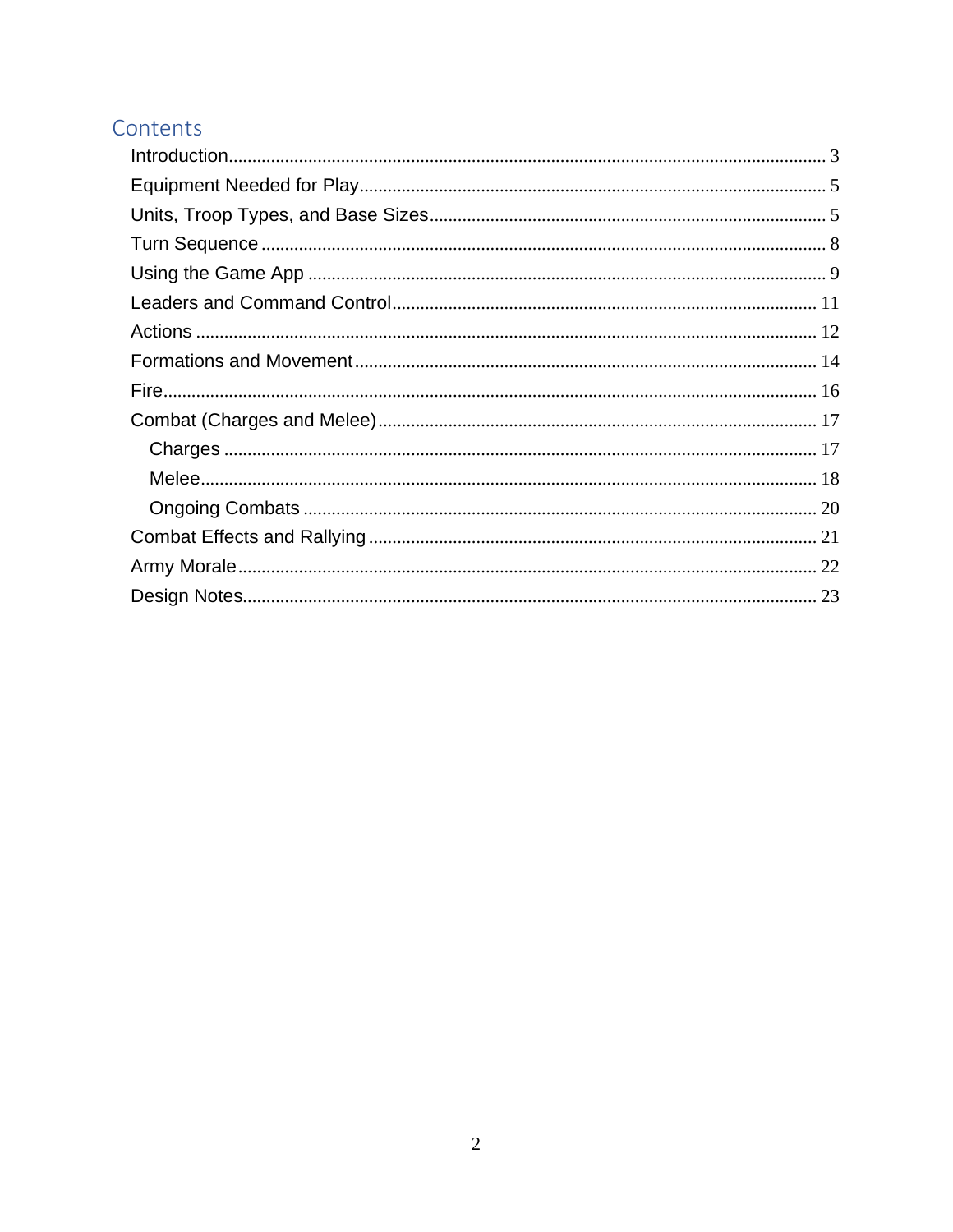# Contents

- Introduction ... 3
- Equipment Needed for Play ... 5
- Units, Troop Types, and Base Sizes ... 5
- Turn Sequence ... 8
- Using the Game App ... 9
- Leaders and Command Control ... 11
- Actions ... 12
- Formations and Movement ... 14
- Fire ... 16
- Combat (Charges and Melee) ... 17
  - Charges ... 17
  - Melee ... 18
  - Ongoing Combats ... 20
- Combat Effects and Rallying ... 21
- Army Morale ... 22
- Design Notes ... 23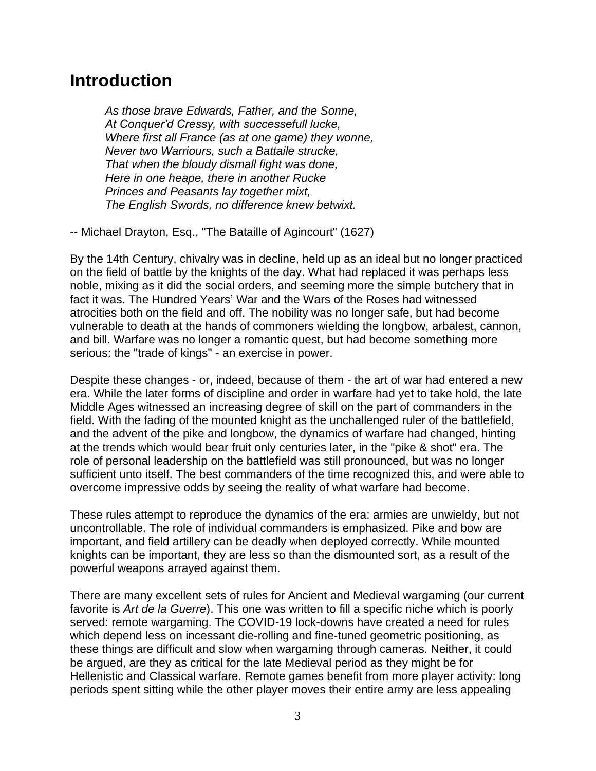# Introduction

> *As those brave Edwards, Father, and the Sonne,*
> *At Conquer'd Cressy, with successefull lucke,*
> *Where first all France (as at one game) they wonne,*
> *Never two Warriours, such a Battaile strucke,*
> *That when the bloudy dismall fight was done,*
> *Here in one heape, there in another Rucke*
> *Princes and Peasants lay together mixt,*
> *The English Swords, no difference knew betwixt.*

-- Michael Drayton, Esq., "The Bataille of Agincourt" (1627)

By the 14th Century, chivalry was in decline, held up as an ideal but no longer practiced on the field of battle by the knights of the day. What had replaced it was perhaps less noble, mixing as it did the social orders, and seeming more the simple butchery that in fact it was. The Hundred Years' War and the Wars of the Roses had witnessed atrocities both on the field and off. The nobility was no longer safe, but had become vulnerable to death at the hands of commoners wielding the longbow, arbalest, cannon, and bill. Warfare was no longer a romantic quest, but had become something more serious: the "trade of kings" - an exercise in power.

Despite these changes - or, indeed, because of them - the art of war had entered a new era. While the later forms of discipline and order in warfare had yet to take hold, the late Middle Ages witnessed an increasing degree of skill on the part of commanders in the field. With the fading of the mounted knight as the unchallenged ruler of the battlefield, and the advent of the pike and longbow, the dynamics of warfare had changed, hinting at the trends which would bear fruit only centuries later, in the "pike & shot" era. The role of personal leadership on the battlefield was still pronounced, but was no longer sufficient unto itself. The best commanders of the time recognized this, and were able to overcome impressive odds by seeing the reality of what warfare had become.

These rules attempt to reproduce the dynamics of the era: armies are unwieldy, but not uncontrollable. The role of individual commanders is emphasized. Pike and bow are important, and field artillery can be deadly when deployed correctly. While mounted knights can be important, they are less so than the dismounted sort, as a result of the powerful weapons arrayed against them.

There are many excellent sets of rules for Ancient and Medieval wargaming (our current favorite is *Art de la Guerre*). This one was written to fill a specific niche which is poorly served: remote wargaming. The COVID-19 lock-downs have created a need for rules which depend less on incessant die-rolling and fine-tuned geometric positioning, as these things are difficult and slow when wargaming through cameras. Neither, it could be argued, are they as critical for the late Medieval period as they might be for Hellenistic and Classical warfare. Remote games benefit from more player activity: long periods spent sitting while the other player moves their entire army are less appealing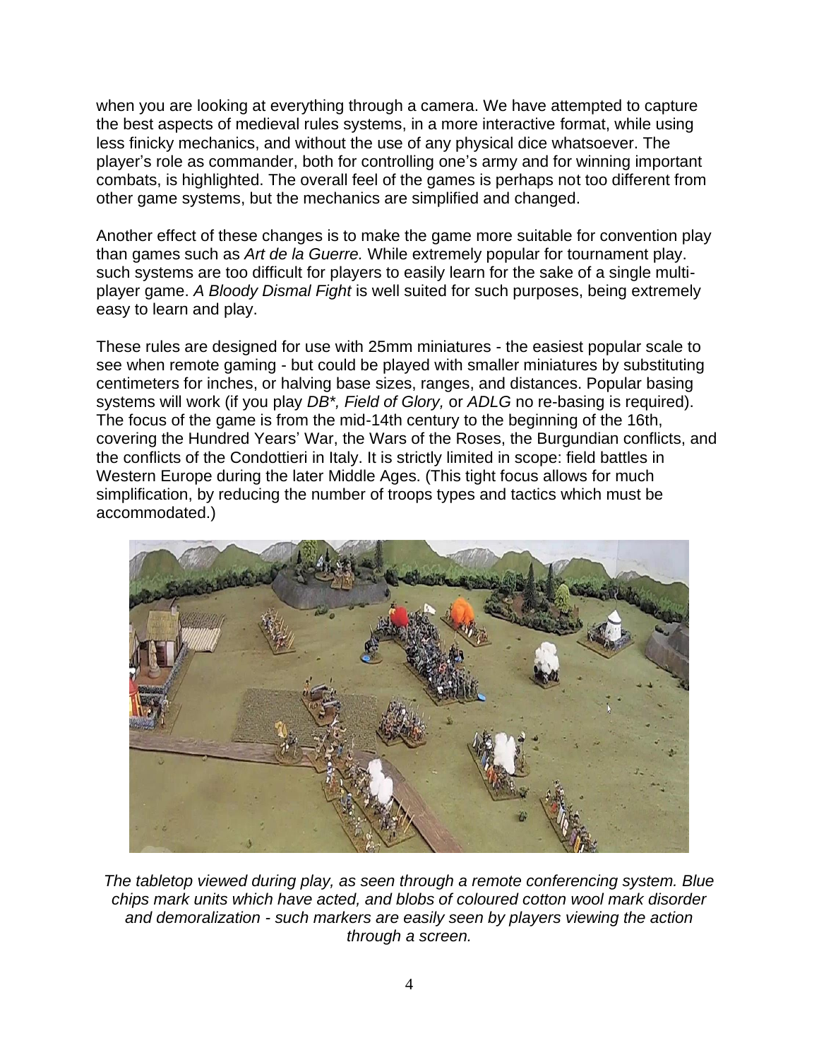when you are looking at everything through a camera. We have attempted to capture the best aspects of medieval rules systems, in a more interactive format, while using less finicky mechanics, and without the use of any physical dice whatsoever. The player's role as commander, both for controlling one's army and for winning important combats, is highlighted. The overall feel of the games is perhaps not too different from other game systems, but the mechanics are simplified and changed.

Another effect of these changes is to make the game more suitable for convention play than games such as *Art de la Guerre.* While extremely popular for tournament play. such systems are too difficult for players to easily learn for the sake of a single multi-player game. *A Bloody Dismal Fight* is well suited for such purposes, being extremely easy to learn and play.

These rules are designed for use with 25mm miniatures - the easiest popular scale to see when remote gaming - but could be played with smaller miniatures by substituting centimeters for inches, or halving base sizes, ranges, and distances. Popular basing systems will work (if you play *DB*, Field of Glory,* or *ADLG* no re-basing is required). The focus of the game is from the mid-14th century to the beginning of the 16th, covering the Hundred Years' War, the Wars of the Roses, the Burgundian conflicts, and the conflicts of the Condottieri in Italy. It is strictly limited in scope: field battles in Western Europe during the later Middle Ages. (This tight focus allows for much simplification, by reducing the number of troops types and tactics which must be accommodated.)

*The tabletop viewed during play, as seen through a remote conferencing system. Blue chips mark units which have acted, and blobs of coloured cotton wool mark disorder and demoralization - such markers are easily seen by players viewing the action through a screen.*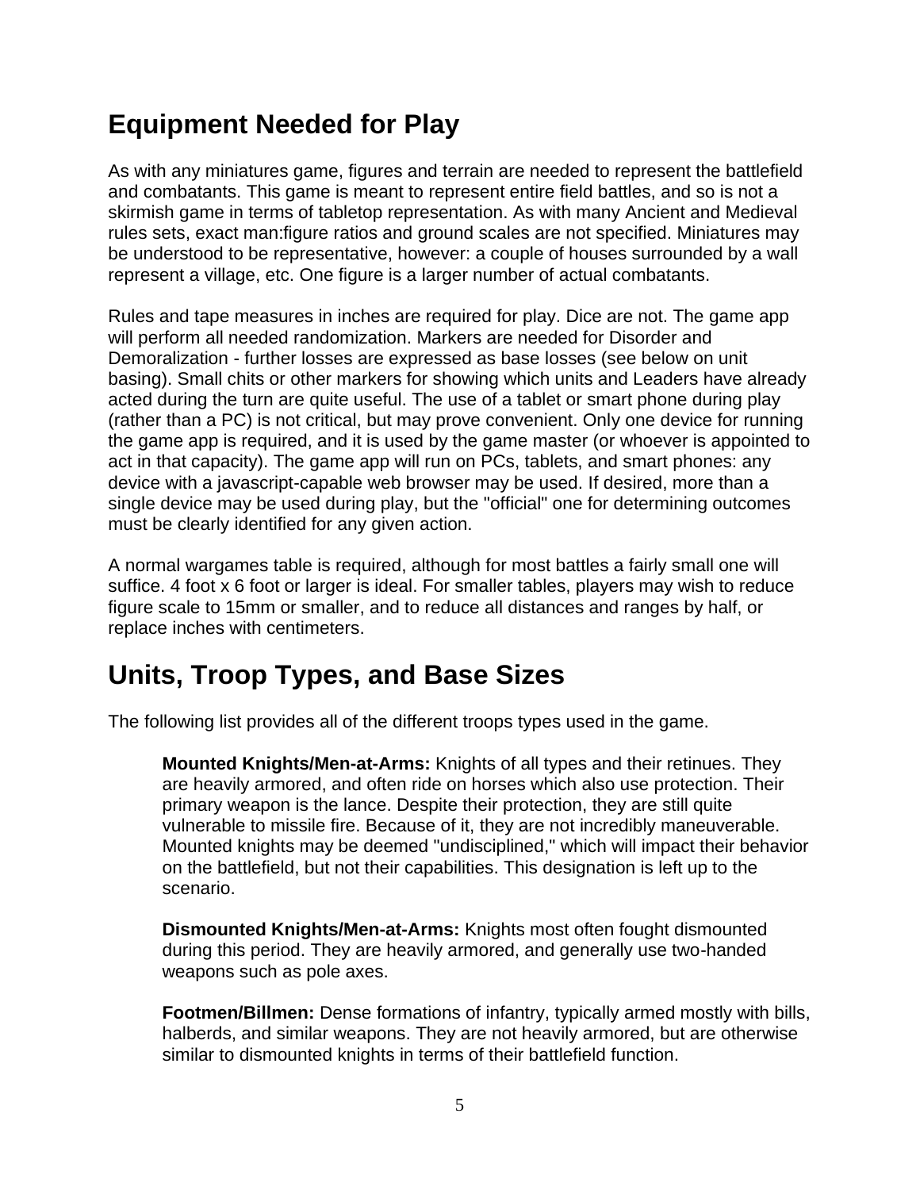## Equipment Needed for Play

As with any miniatures game, figures and terrain are needed to represent the battlefield and combatants. This game is meant to represent entire field battles, and so is not a skirmish game in terms of tabletop representation. As with many Ancient and Medieval rules sets, exact man:figure ratios and ground scales are not specified. Miniatures may be understood to be representative, however: a couple of houses surrounded by a wall represent a village, etc. One figure is a larger number of actual combatants.

Rules and tape measures in inches are required for play. Dice are not. The game app will perform all needed randomization. Markers are needed for Disorder and Demoralization - further losses are expressed as base losses (see below on unit basing). Small chits or other markers for showing which units and Leaders have already acted during the turn are quite useful. The use of a tablet or smart phone during play (rather than a PC) is not critical, but may prove convenient. Only one device for running the game app is required, and it is used by the game master (or whoever is appointed to act in that capacity). The game app will run on PCs, tablets, and smart phones: any device with a javascript-capable web browser may be used. If desired, more than a single device may be used during play, but the "official" one for determining outcomes must be clearly identified for any given action.

A normal wargames table is required, although for most battles a fairly small one will suffice. 4 foot x 6 foot or larger is ideal. For smaller tables, players may wish to reduce figure scale to 15mm or smaller, and to reduce all distances and ranges by half, or replace inches with centimeters.

## Units, Troop Types, and Base Sizes

The following list provides all of the different troops types used in the game.

> **Mounted Knights/Men-at-Arms:** Knights of all types and their retinues. They are heavily armored, and often ride on horses which also use protection. Their primary weapon is the lance. Despite their protection, they are still quite vulnerable to missile fire. Because of it, they are not incredibly maneuverable. Mounted knights may be deemed "undisciplined," which will impact their behavior on the battlefield, but not their capabilities. This designation is left up to the scenario.
>
> **Dismounted Knights/Men-at-Arms:** Knights most often fought dismounted during this period. They are heavily armored, and generally use two-handed weapons such as pole axes.
>
> **Footmen/Billmen:** Dense formations of infantry, typically armed mostly with bills, halberds, and similar weapons. They are not heavily armored, but are otherwise similar to dismounted knights in terms of their battlefield function.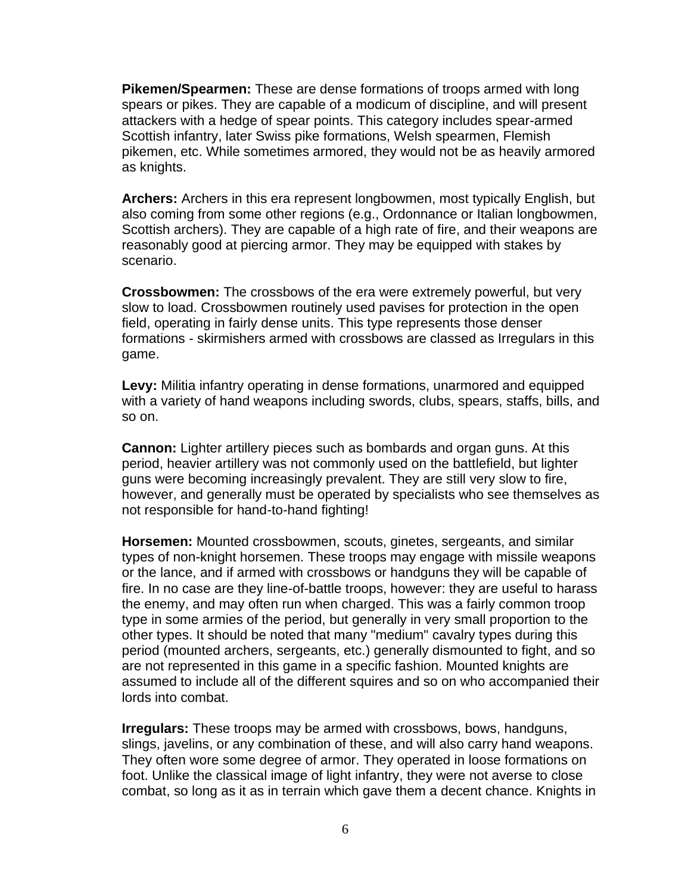**Pikemen/Spearmen:** These are dense formations of troops armed with long spears or pikes. They are capable of a modicum of discipline, and will present attackers with a hedge of spear points. This category includes spear-armed Scottish infantry, later Swiss pike formations, Welsh spearmen, Flemish pikemen, etc. While sometimes armored, they would not be as heavily armored as knights.

**Archers:** Archers in this era represent longbowmen, most typically English, but also coming from some other regions (e.g., Ordonnance or Italian longbowmen, Scottish archers). They are capable of a high rate of fire, and their weapons are reasonably good at piercing armor. They may be equipped with stakes by scenario.

**Crossbowmen:** The crossbows of the era were extremely powerful, but very slow to load. Crossbowmen routinely used pavises for protection in the open field, operating in fairly dense units. This type represents those denser formations - skirmishers armed with crossbows are classed as Irregulars in this game.

**Levy:** Militia infantry operating in dense formations, unarmored and equipped with a variety of hand weapons including swords, clubs, spears, staffs, bills, and so on.

**Cannon:** Lighter artillery pieces such as bombards and organ guns. At this period, heavier artillery was not commonly used on the battlefield, but lighter guns were becoming increasingly prevalent. They are still very slow to fire, however, and generally must be operated by specialists who see themselves as not responsible for hand-to-hand fighting!

**Horsemen:** Mounted crossbowmen, scouts, ginetes, sergeants, and similar types of non-knight horsemen. These troops may engage with missile weapons or the lance, and if armed with crossbows or handguns they will be capable of fire. In no case are they line-of-battle troops, however: they are useful to harass the enemy, and may often run when charged. This was a fairly common troop type in some armies of the period, but generally in very small proportion to the other types. It should be noted that many "medium" cavalry types during this period (mounted archers, sergeants, etc.) generally dismounted to fight, and so are not represented in this game in a specific fashion. Mounted knights are assumed to include all of the different squires and so on who accompanied their lords into combat.

**Irregulars:** These troops may be armed with crossbows, bows, handguns, slings, javelins, or any combination of these, and will also carry hand weapons. They often wore some degree of armor. They operated in loose formations on foot. Unlike the classical image of light infantry, they were not averse to close combat, so long as it as in terrain which gave them a decent chance. Knights in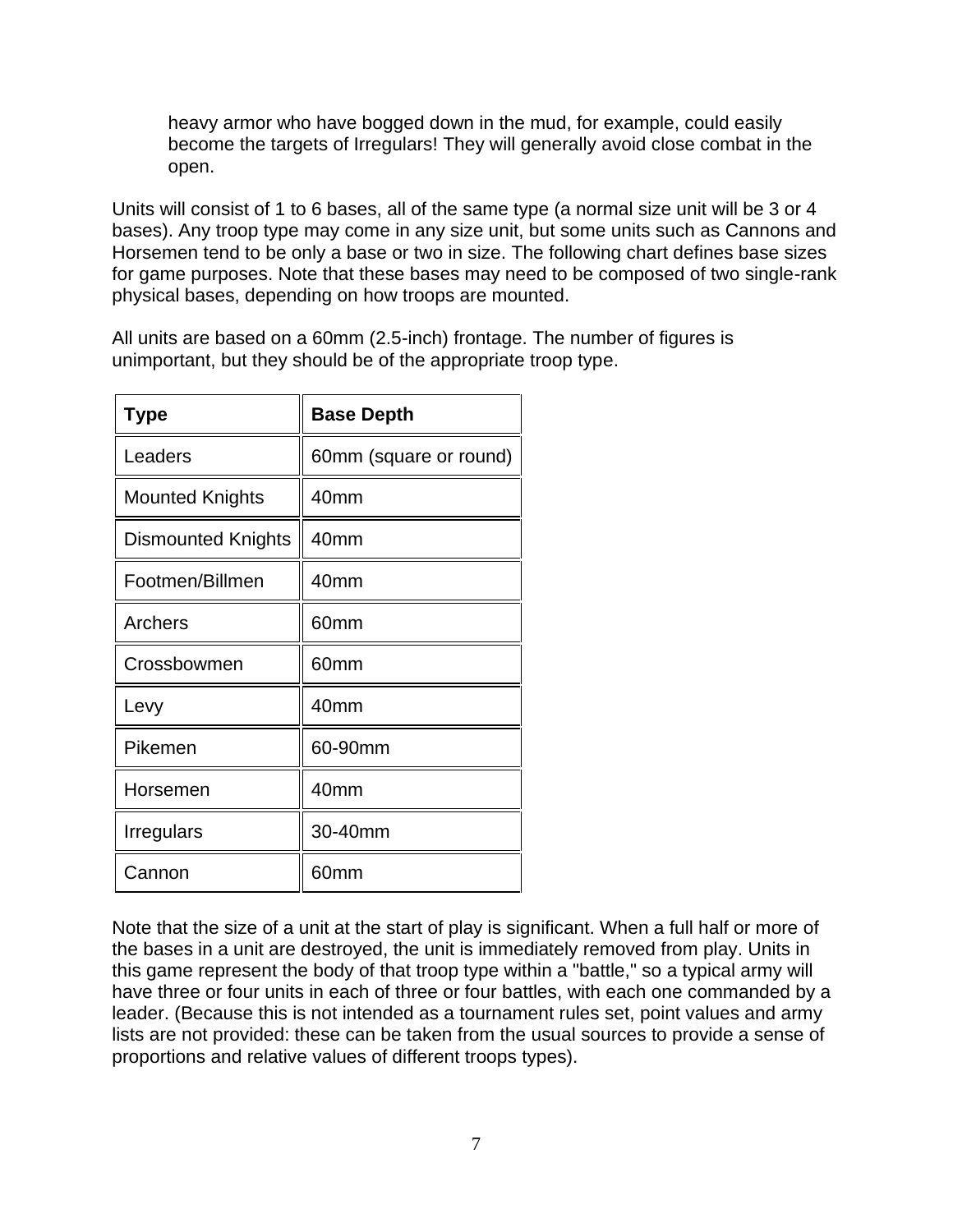heavy armor who have bogged down in the mud, for example, could easily become the targets of Irregulars! They will generally avoid close combat in the open.

Units will consist of 1 to 6 bases, all of the same type (a normal size unit will be 3 or 4 bases). Any troop type may come in any size unit, but some units such as Cannons and Horsemen tend to be only a base or two in size. The following chart defines base sizes for game purposes. Note that these bases may need to be composed of two single-rank physical bases, depending on how troops are mounted.

All units are based on a 60mm (2.5-inch) frontage. The number of figures is unimportant, but they should be of the appropriate troop type.

| Type | Base Depth |
|---|---|
| Leaders | 60mm (square or round) |
| Mounted Knights | 40mm |
| Dismounted Knights | 40mm |
| Footmen/Billmen | 40mm |
| Archers | 60mm |
| Crossbowmen | 60mm |
| Levy | 40mm |
| Pikemen | 60-90mm |
| Horsemen | 40mm |
| Irregulars | 30-40mm |
| Cannon | 60mm |

Note that the size of a unit at the start of play is significant. When a full half or more of the bases in a unit are destroyed, the unit is immediately removed from play. Units in this game represent the body of that troop type within a "battle," so a typical army will have three or four units in each of three or four battles, with each one commanded by a leader. (Because this is not intended as a tournament rules set, point values and army lists are not provided: these can be taken from the usual sources to provide a sense of proportions and relative values of different troops types).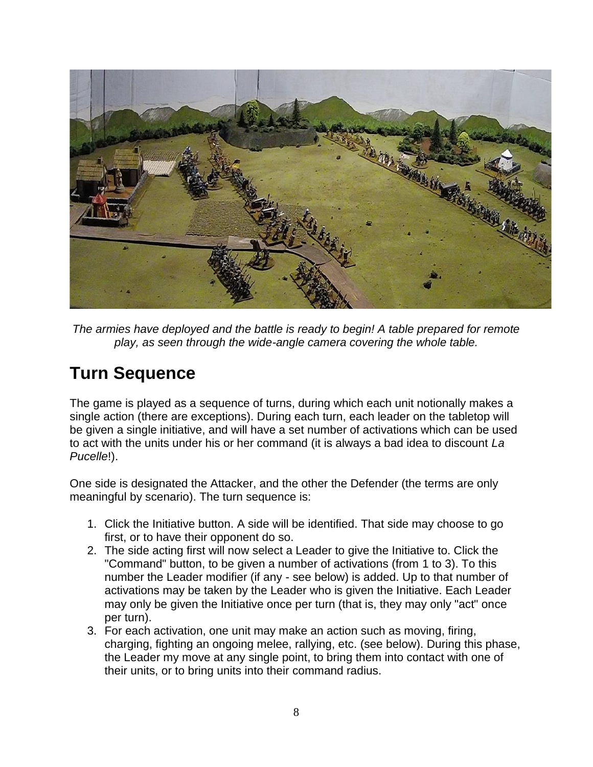*The armies have deployed and the battle is ready to begin! A table prepared for remote play, as seen through the wide-angle camera covering the whole table.*

## Turn Sequence

The game is played as a sequence of turns, during which each unit notionally makes a single action (there are exceptions). During each turn, each leader on the tabletop will be given a single initiative, and will have a set number of activations which can be used to act with the units under his or her command (it is always a bad idea to discount *La Pucelle*!).

One side is designated the Attacker, and the other the Defender (the terms are only meaningful by scenario). The turn sequence is:

1. Click the Initiative button. A side will be identified. That side may choose to go first, or to have their opponent do so.
2. The side acting first will now select a Leader to give the Initiative to. Click the "Command" button, to be given a number of activations (from 1 to 3). To this number the Leader modifier (if any - see below) is added. Up to that number of activations may be taken by the Leader who is given the Initiative. Each Leader may only be given the Initiative once per turn (that is, they may only "act" once per turn).
3. For each activation, one unit may make an action such as moving, firing, charging, fighting an ongoing melee, rallying, etc. (see below). During this phase, the Leader my move at any single point, to bring them into contact with one of their units, or to bring units into their command radius.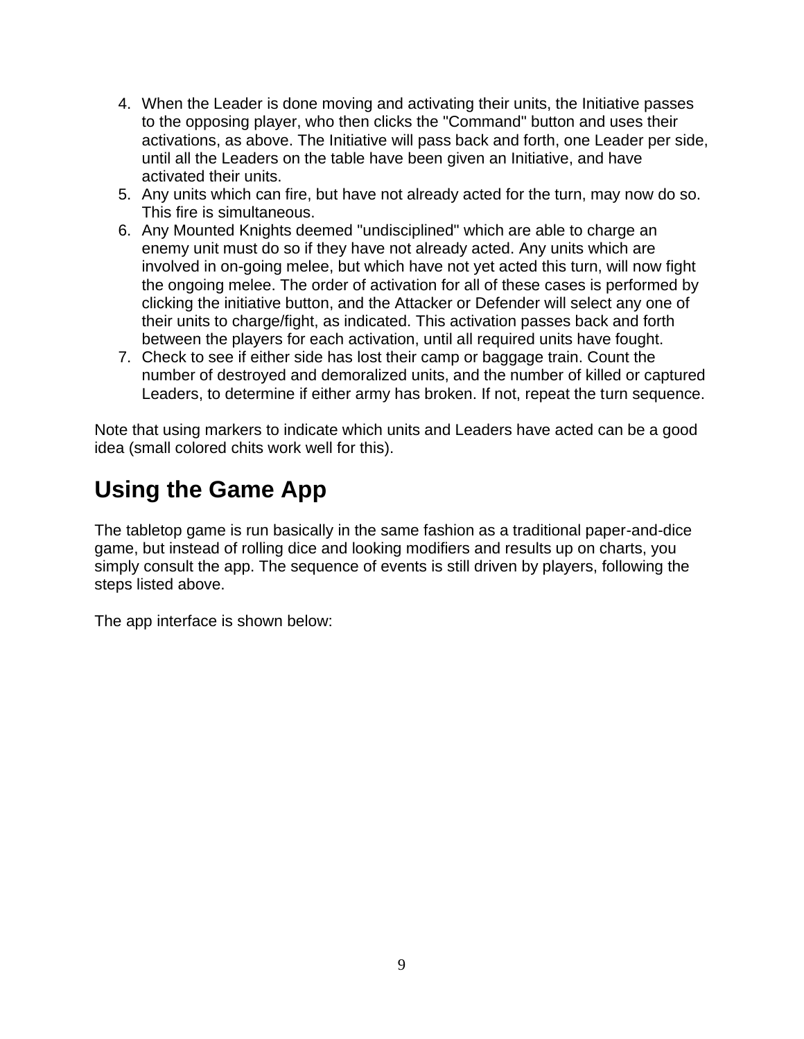4. When the Leader is done moving and activating their units, the Initiative passes to the opposing player, who then clicks the "Command" button and uses their activations, as above. The Initiative will pass back and forth, one Leader per side, until all the Leaders on the table have been given an Initiative, and have activated their units.
5. Any units which can fire, but have not already acted for the turn, may now do so. This fire is simultaneous.
6. Any Mounted Knights deemed "undisciplined" which are able to charge an enemy unit must do so if they have not already acted. Any units which are involved in on-going melee, but which have not yet acted this turn, will now fight the ongoing melee. The order of activation for all of these cases is performed by clicking the initiative button, and the Attacker or Defender will select any one of their units to charge/fight, as indicated. This activation passes back and forth between the players for each activation, until all required units have fought.
7. Check to see if either side has lost their camp or baggage train. Count the number of destroyed and demoralized units, and the number of killed or captured Leaders, to determine if either army has broken. If not, repeat the turn sequence.

Note that using markers to indicate which units and Leaders have acted can be a good idea (small colored chits work well for this).

## Using the Game App

The tabletop game is run basically in the same fashion as a traditional paper-and-dice game, but instead of rolling dice and looking modifiers and results up on charts, you simply consult the app. The sequence of events is still driven by players, following the steps listed above.

The app interface is shown below: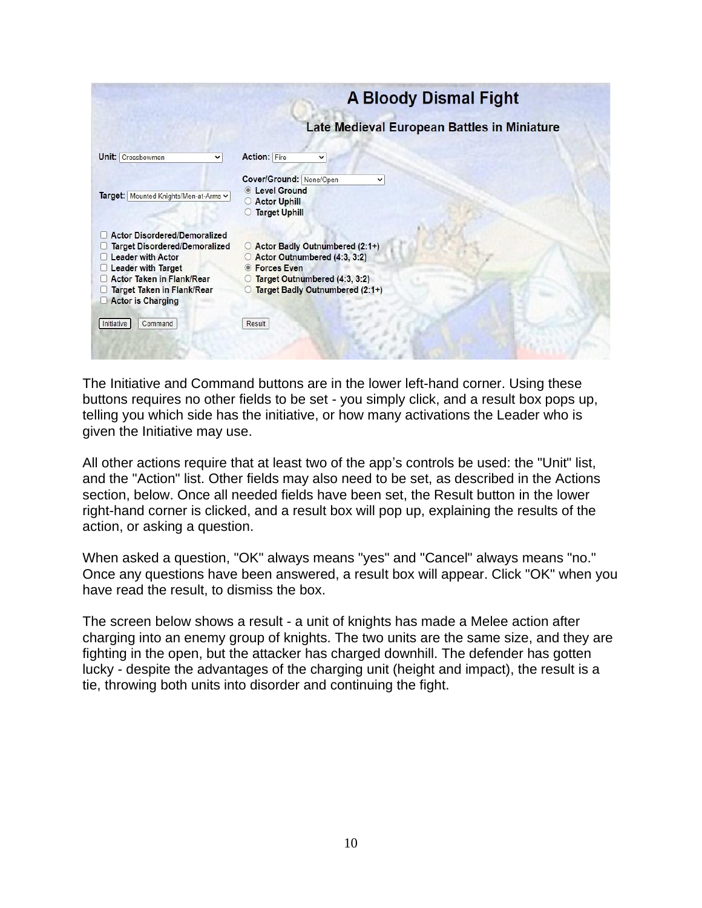The Initiative and Command buttons are in the lower left-hand corner. Using these buttons requires no other fields to be set - you simply click, and a result box pops up, telling you which side has the initiative, or how many activations the Leader who is given the Initiative may use.

All other actions require that at least two of the app's controls be used: the "Unit" list, and the "Action" list. Other fields may also need to be set, as described in the Actions section, below. Once all needed fields have been set, the Result button in the lower right-hand corner is clicked, and a result box will pop up, explaining the results of the action, or asking a question.

When asked a question, "OK" always means "yes" and "Cancel" always means "no." Once any questions have been answered, a result box will appear. Click "OK" when you have read the result, to dismiss the box.

The screen below shows a result - a unit of knights has made a Melee action after charging into an enemy group of knights. The two units are the same size, and they are fighting in the open, but the attacker has charged downhill. The defender has gotten lucky - despite the advantages of the charging unit (height and impact), the result is a tie, throwing both units into disorder and continuing the fight.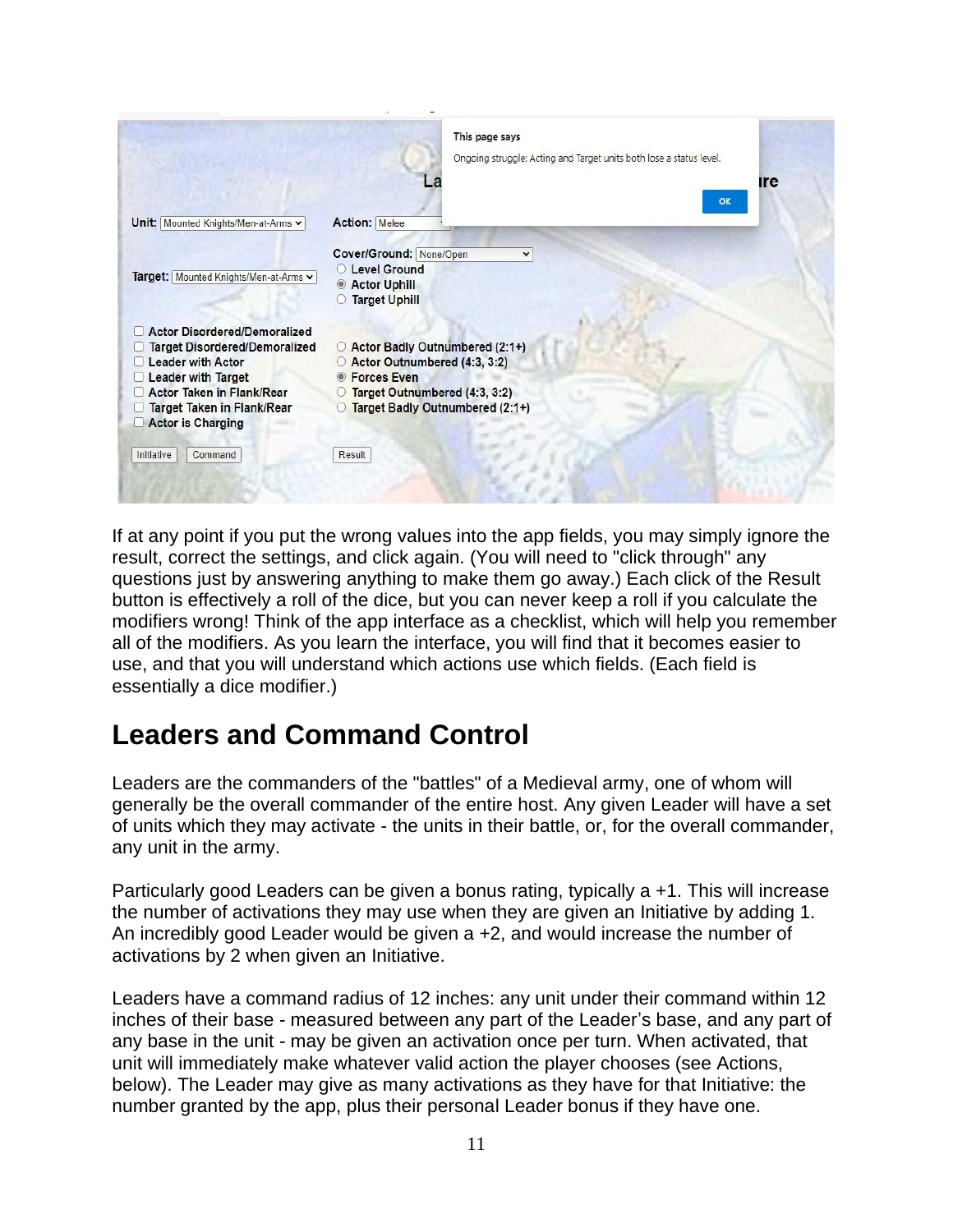If at any point if you put the wrong values into the app fields, you may simply ignore the result, correct the settings, and click again. (You will need to "click through" any questions just by answering anything to make them go away.) Each click of the Result button is effectively a roll of the dice, but you can never keep a roll if you calculate the modifiers wrong! Think of the app interface as a checklist, which will help you remember all of the modifiers. As you learn the interface, you will find that it becomes easier to use, and that you will understand which actions use which fields. (Each field is essentially a dice modifier.)

## Leaders and Command Control

Leaders are the commanders of the "battles" of a Medieval army, one of whom will generally be the overall commander of the entire host. Any given Leader will have a set of units which they may activate - the units in their battle, or, for the overall commander, any unit in the army.

Particularly good Leaders can be given a bonus rating, typically a +1. This will increase the number of activations they may use when they are given an Initiative by adding 1. An incredibly good Leader would be given a +2, and would increase the number of activations by 2 when given an Initiative.

Leaders have a command radius of 12 inches: any unit under their command within 12 inches of their base - measured between any part of the Leader's base, and any part of any base in the unit - may be given an activation once per turn. When activated, that unit will immediately make whatever valid action the player chooses (see Actions, below). The Leader may give as many activations as they have for that Initiative: the number granted by the app, plus their personal Leader bonus if they have one.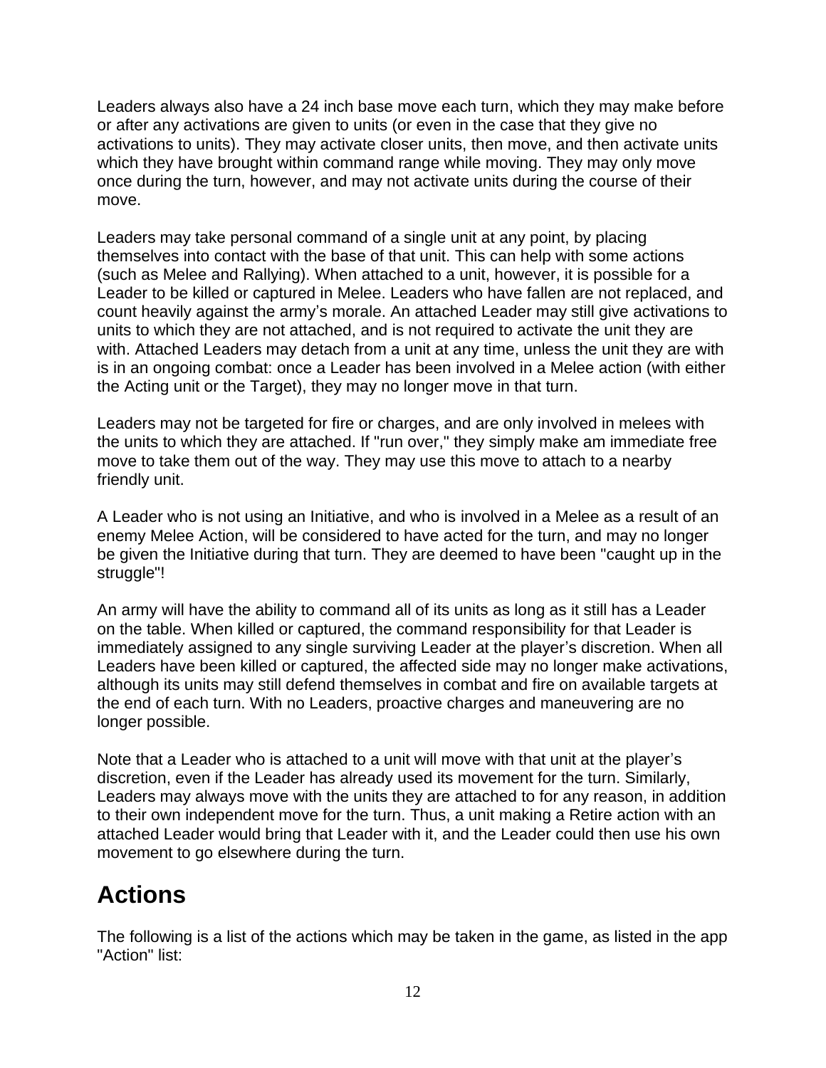Leaders always also have a 24 inch base move each turn, which they may make before or after any activations are given to units (or even in the case that they give no activations to units). They may activate closer units, then move, and then activate units which they have brought within command range while moving. They may only move once during the turn, however, and may not activate units during the course of their move.

Leaders may take personal command of a single unit at any point, by placing themselves into contact with the base of that unit. This can help with some actions (such as Melee and Rallying). When attached to a unit, however, it is possible for a Leader to be killed or captured in Melee. Leaders who have fallen are not replaced, and count heavily against the army's morale. An attached Leader may still give activations to units to which they are not attached, and is not required to activate the unit they are with. Attached Leaders may detach from a unit at any time, unless the unit they are with is in an ongoing combat: once a Leader has been involved in a Melee action (with either the Acting unit or the Target), they may no longer move in that turn.

Leaders may not be targeted for fire or charges, and are only involved in melees with the units to which they are attached. If "run over," they simply make am immediate free move to take them out of the way. They may use this move to attach to a nearby friendly unit.

A Leader who is not using an Initiative, and who is involved in a Melee as a result of an enemy Melee Action, will be considered to have acted for the turn, and may no longer be given the Initiative during that turn. They are deemed to have been "caught up in the struggle"!

An army will have the ability to command all of its units as long as it still has a Leader on the table. When killed or captured, the command responsibility for that Leader is immediately assigned to any single surviving Leader at the player's discretion. When all Leaders have been killed or captured, the affected side may no longer make activations, although its units may still defend themselves in combat and fire on available targets at the end of each turn. With no Leaders, proactive charges and maneuvering are no longer possible.

Note that a Leader who is attached to a unit will move with that unit at the player's discretion, even if the Leader has already used its movement for the turn. Similarly, Leaders may always move with the units they are attached to for any reason, in addition to their own independent move for the turn. Thus, a unit making a Retire action with an attached Leader would bring that Leader with it, and the Leader could then use his own movement to go elsewhere during the turn.

# Actions

The following is a list of the actions which may be taken in the game, as listed in the app "Action" list: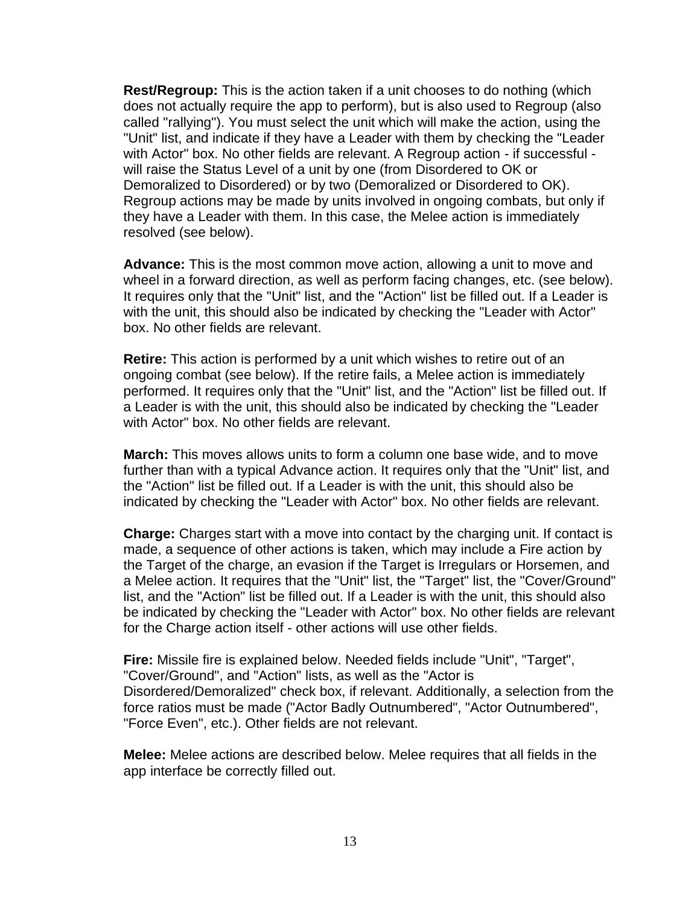**Rest/Regroup:** This is the action taken if a unit chooses to do nothing (which does not actually require the app to perform), but is also used to Regroup (also called "rallying"). You must select the unit which will make the action, using the "Unit" list, and indicate if they have a Leader with them by checking the "Leader with Actor" box. No other fields are relevant. A Regroup action - if successful - will raise the Status Level of a unit by one (from Disordered to OK or Demoralized to Disordered) or by two (Demoralized or Disordered to OK). Regroup actions may be made by units involved in ongoing combats, but only if they have a Leader with them. In this case, the Melee action is immediately resolved (see below).

**Advance:** This is the most common move action, allowing a unit to move and wheel in a forward direction, as well as perform facing changes, etc. (see below). It requires only that the "Unit" list, and the "Action" list be filled out. If a Leader is with the unit, this should also be indicated by checking the "Leader with Actor" box. No other fields are relevant.

**Retire:** This action is performed by a unit which wishes to retire out of an ongoing combat (see below). If the retire fails, a Melee action is immediately performed. It requires only that the "Unit" list, and the "Action" list be filled out. If a Leader is with the unit, this should also be indicated by checking the "Leader with Actor" box. No other fields are relevant.

**March:** This moves allows units to form a column one base wide, and to move further than with a typical Advance action. It requires only that the "Unit" list, and the "Action" list be filled out. If a Leader is with the unit, this should also be indicated by checking the "Leader with Actor" box. No other fields are relevant.

**Charge:** Charges start with a move into contact by the charging unit. If contact is made, a sequence of other actions is taken, which may include a Fire action by the Target of the charge, an evasion if the Target is Irregulars or Horsemen, and a Melee action. It requires that the "Unit" list, the "Target" list, the "Cover/Ground" list, and the "Action" list be filled out. If a Leader is with the unit, this should also be indicated by checking the "Leader with Actor" box. No other fields are relevant for the Charge action itself - other actions will use other fields.

**Fire:** Missile fire is explained below. Needed fields include "Unit", "Target", "Cover/Ground", and "Action" lists, as well as the "Actor is Disordered/Demoralized" check box, if relevant. Additionally, a selection from the force ratios must be made ("Actor Badly Outnumbered", "Actor Outnumbered", "Force Even", etc.). Other fields are not relevant.

**Melee:** Melee actions are described below. Melee requires that all fields in the app interface be correctly filled out.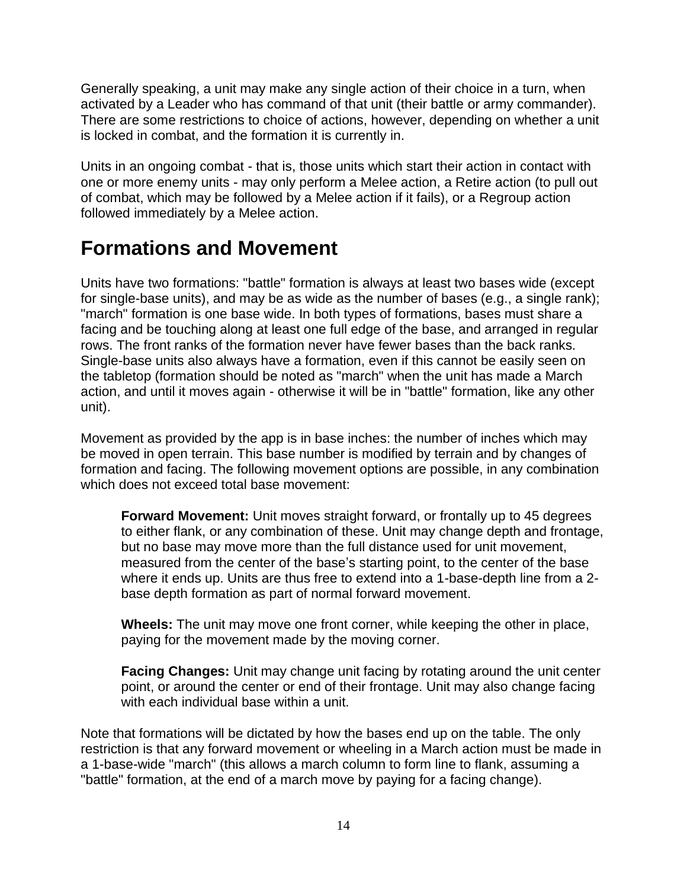Generally speaking, a unit may make any single action of their choice in a turn, when activated by a Leader who has command of that unit (their battle or army commander). There are some restrictions to choice of actions, however, depending on whether a unit is locked in combat, and the formation it is currently in.

Units in an ongoing combat - that is, those units which start their action in contact with one or more enemy units - may only perform a Melee action, a Retire action (to pull out of combat, which may be followed by a Melee action if it fails), or a Regroup action followed immediately by a Melee action.

# Formations and Movement

Units have two formations: "battle" formation is always at least two bases wide (except for single-base units), and may be as wide as the number of bases (e.g., a single rank); "march" formation is one base wide. In both types of formations, bases must share a facing and be touching along at least one full edge of the base, and arranged in regular rows. The front ranks of the formation never have fewer bases than the back ranks. Single-base units also always have a formation, even if this cannot be easily seen on the tabletop (formation should be noted as "march" when the unit has made a March action, and until it moves again - otherwise it will be in "battle" formation, like any other unit).

Movement as provided by the app is in base inches: the number of inches which may be moved in open terrain. This base number is modified by terrain and by changes of formation and facing. The following movement options are possible, in any combination which does not exceed total base movement:

> **Forward Movement:** Unit moves straight forward, or frontally up to 45 degrees to either flank, or any combination of these. Unit may change depth and frontage, but no base may move more than the full distance used for unit movement, measured from the center of the base's starting point, to the center of the base where it ends up. Units are thus free to extend into a 1-base-depth line from a 2-base depth formation as part of normal forward movement.
>
> **Wheels:** The unit may move one front corner, while keeping the other in place, paying for the movement made by the moving corner.
>
> **Facing Changes:** Unit may change unit facing by rotating around the unit center point, or around the center or end of their frontage. Unit may also change facing with each individual base within a unit.

Note that formations will be dictated by how the bases end up on the table. The only restriction is that any forward movement or wheeling in a March action must be made in a 1-base-wide "march" (this allows a march column to form line to flank, assuming a "battle" formation, at the end of a march move by paying for a facing change).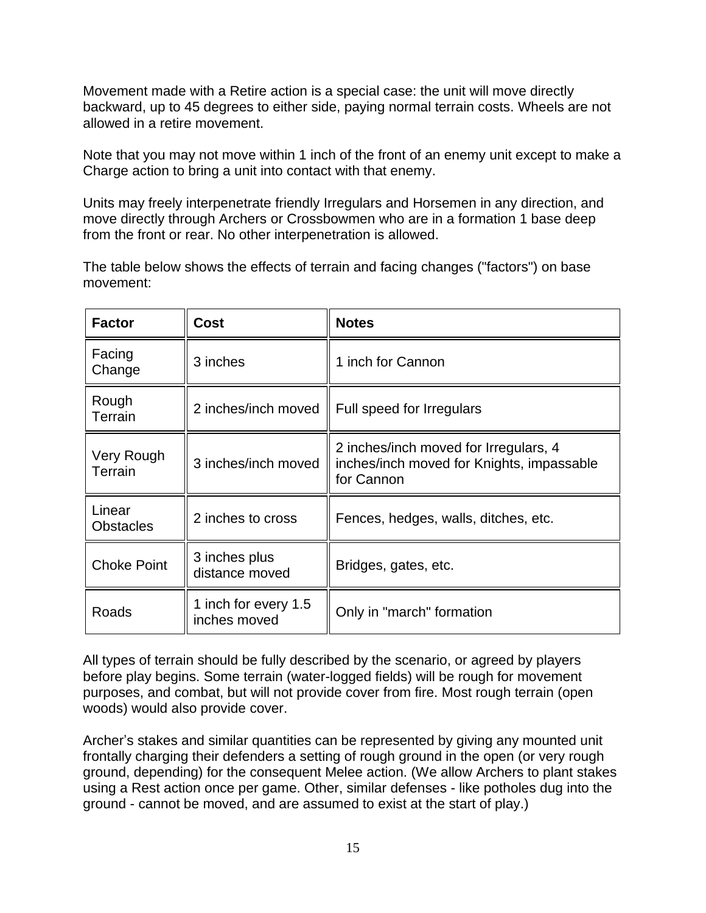Movement made with a Retire action is a special case: the unit will move directly backward, up to 45 degrees to either side, paying normal terrain costs. Wheels are not allowed in a retire movement.

Note that you may not move within 1 inch of the front of an enemy unit except to make a Charge action to bring a unit into contact with that enemy.

Units may freely interpenetrate friendly Irregulars and Horsemen in any direction, and move directly through Archers or Crossbowmen who are in a formation 1 base deep from the front or rear. No other interpenetration is allowed.

The table below shows the effects of terrain and facing changes ("factors") on base movement:

| Factor | Cost | Notes |
|---|---|---|
| Facing Change | 3 inches | 1 inch for Cannon |
| Rough Terrain | 2 inches/inch moved | Full speed for Irregulars |
| Very Rough Terrain | 3 inches/inch moved | 2 inches/inch moved for Irregulars, 4 inches/inch moved for Knights, impassable for Cannon |
| Linear Obstacles | 2 inches to cross | Fences, hedges, walls, ditches, etc. |
| Choke Point | 3 inches plus distance moved | Bridges, gates, etc. |
| Roads | 1 inch for every 1.5 inches moved | Only in "march" formation |

All types of terrain should be fully described by the scenario, or agreed by players before play begins. Some terrain (water-logged fields) will be rough for movement purposes, and combat, but will not provide cover from fire. Most rough terrain (open woods) would also provide cover.

Archer's stakes and similar quantities can be represented by giving any mounted unit frontally charging their defenders a setting of rough ground in the open (or very rough ground, depending) for the consequent Melee action. (We allow Archers to plant stakes using a Rest action once per game. Other, similar defenses - like potholes dug into the ground - cannot be moved, and are assumed to exist at the start of play.)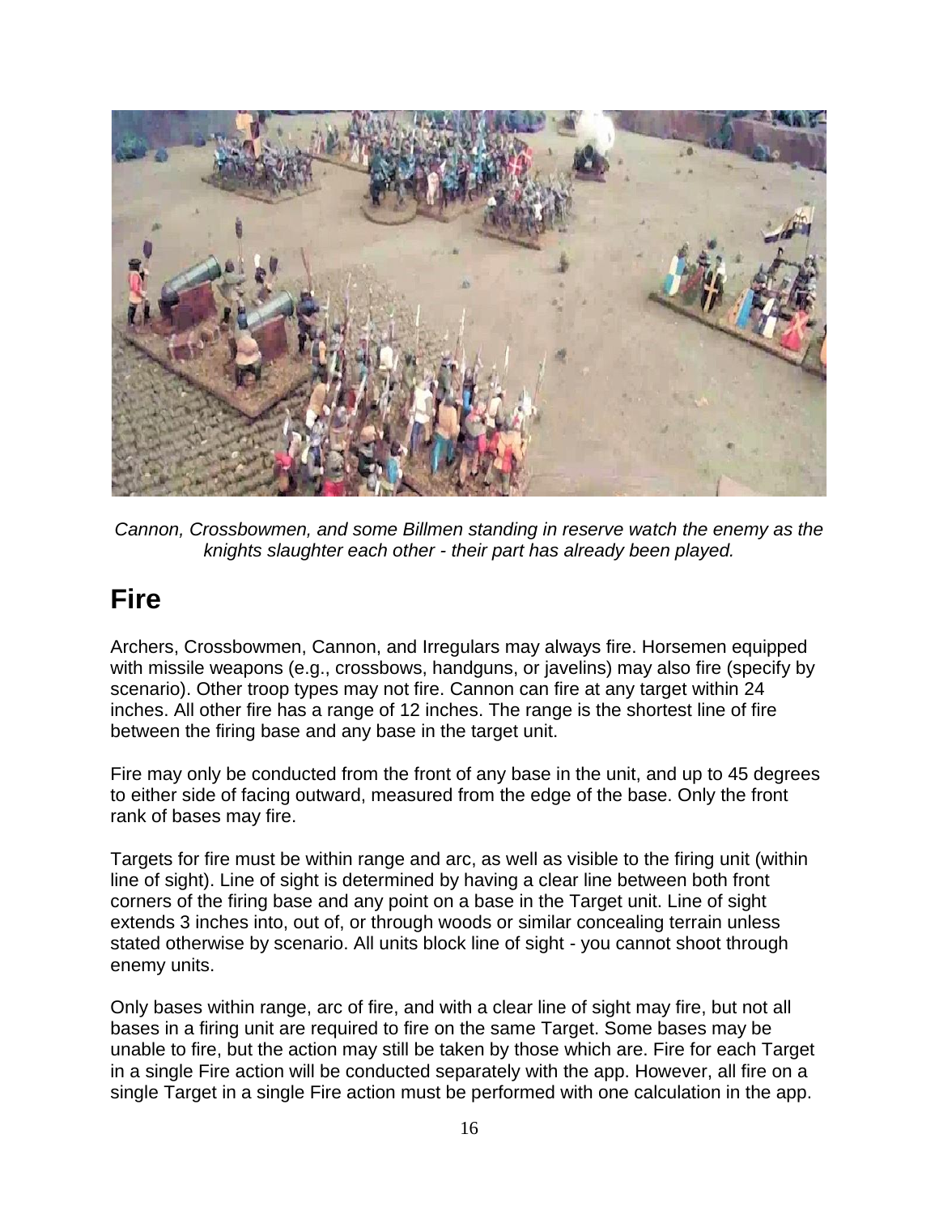*Cannon, Crossbowmen, and some Billmen standing in reserve watch the enemy as the knights slaughter each other - their part has already been played.*

## Fire

Archers, Crossbowmen, Cannon, and Irregulars may always fire. Horsemen equipped with missile weapons (e.g., crossbows, handguns, or javelins) may also fire (specify by scenario). Other troop types may not fire. Cannon can fire at any target within 24 inches. All other fire has a range of 12 inches. The range is the shortest line of fire between the firing base and any base in the target unit.

Fire may only be conducted from the front of any base in the unit, and up to 45 degrees to either side of facing outward, measured from the edge of the base. Only the front rank of bases may fire.

Targets for fire must be within range and arc, as well as visible to the firing unit (within line of sight). Line of sight is determined by having a clear line between both front corners of the firing base and any point on a base in the Target unit. Line of sight extends 3 inches into, out of, or through woods or similar concealing terrain unless stated otherwise by scenario. All units block line of sight - you cannot shoot through enemy units.

Only bases within range, arc of fire, and with a clear line of sight may fire, but not all bases in a firing unit are required to fire on the same Target. Some bases may be unable to fire, but the action may still be taken by those which are. Fire for each Target in a single Fire action will be conducted separately with the app. However, all fire on a single Target in a single Fire action must be performed with one calculation in the app.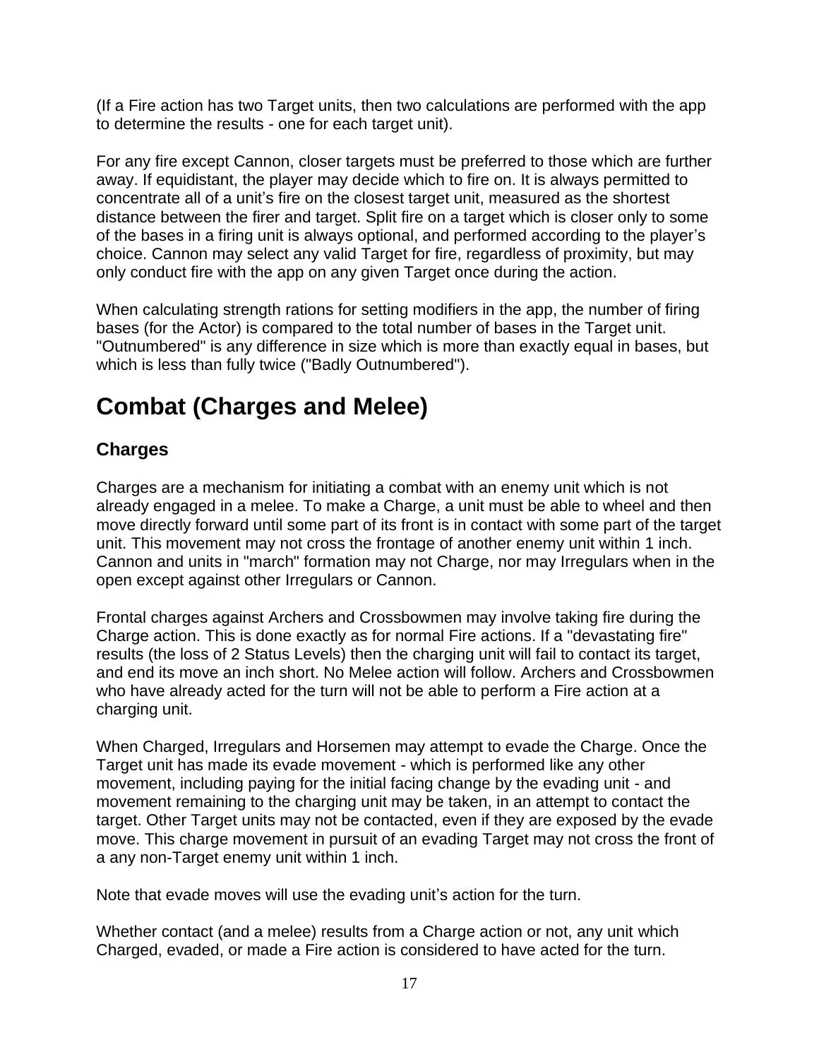(If a Fire action has two Target units, then two calculations are performed with the app to determine the results - one for each target unit).

For any fire except Cannon, closer targets must be preferred to those which are further away. If equidistant, the player may decide which to fire on. It is always permitted to concentrate all of a unit's fire on the closest target unit, measured as the shortest distance between the firer and target. Split fire on a target which is closer only to some of the bases in a firing unit is always optional, and performed according to the player's choice. Cannon may select any valid Target for fire, regardless of proximity, but may only conduct fire with the app on any given Target once during the action.

When calculating strength rations for setting modifiers in the app, the number of firing bases (for the Actor) is compared to the total number of bases in the Target unit. "Outnumbered" is any difference in size which is more than exactly equal in bases, but which is less than fully twice ("Badly Outnumbered").

# Combat (Charges and Melee)

## Charges

Charges are a mechanism for initiating a combat with an enemy unit which is not already engaged in a melee. To make a Charge, a unit must be able to wheel and then move directly forward until some part of its front is in contact with some part of the target unit. This movement may not cross the frontage of another enemy unit within 1 inch. Cannon and units in "march" formation may not Charge, nor may Irregulars when in the open except against other Irregulars or Cannon.

Frontal charges against Archers and Crossbowmen may involve taking fire during the Charge action. This is done exactly as for normal Fire actions. If a "devastating fire" results (the loss of 2 Status Levels) then the charging unit will fail to contact its target, and end its move an inch short. No Melee action will follow. Archers and Crossbowmen who have already acted for the turn will not be able to perform a Fire action at a charging unit.

When Charged, Irregulars and Horsemen may attempt to evade the Charge. Once the Target unit has made its evade movement - which is performed like any other movement, including paying for the initial facing change by the evading unit - and movement remaining to the charging unit may be taken, in an attempt to contact the target. Other Target units may not be contacted, even if they are exposed by the evade move. This charge movement in pursuit of an evading Target may not cross the front of a any non-Target enemy unit within 1 inch.

Note that evade moves will use the evading unit's action for the turn.

Whether contact (and a melee) results from a Charge action or not, any unit which Charged, evaded, or made a Fire action is considered to have acted for the turn.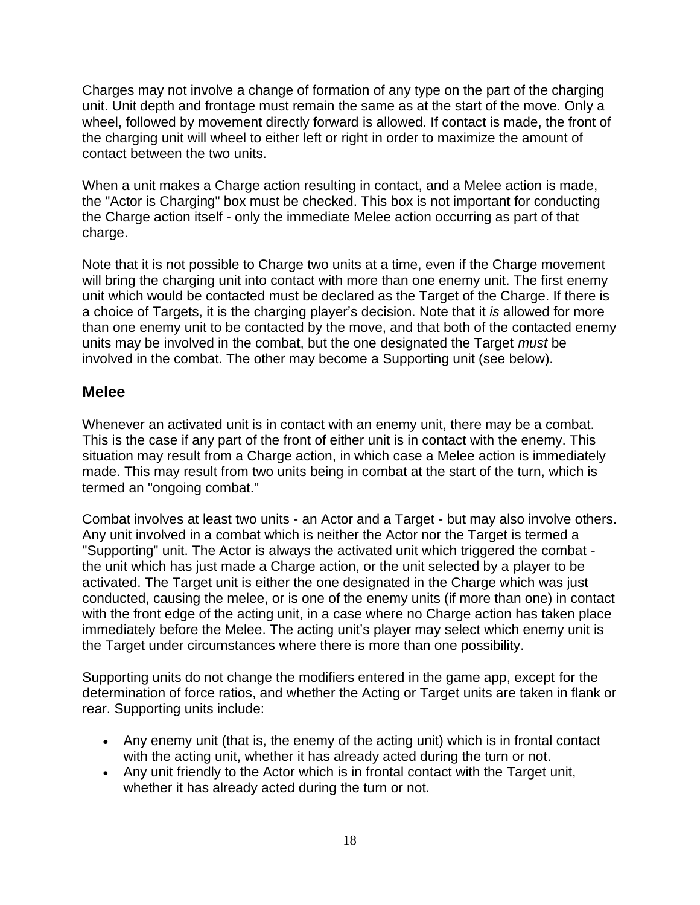Charges may not involve a change of formation of any type on the part of the charging unit. Unit depth and frontage must remain the same as at the start of the move. Only a wheel, followed by movement directly forward is allowed. If contact is made, the front of the charging unit will wheel to either left or right in order to maximize the amount of contact between the two units.

When a unit makes a Charge action resulting in contact, and a Melee action is made, the "Actor is Charging" box must be checked. This box is not important for conducting the Charge action itself - only the immediate Melee action occurring as part of that charge.

Note that it is not possible to Charge two units at a time, even if the Charge movement will bring the charging unit into contact with more than one enemy unit. The first enemy unit which would be contacted must be declared as the Target of the Charge. If there is a choice of Targets, it is the charging player's decision. Note that it *is* allowed for more than one enemy unit to be contacted by the move, and that both of the contacted enemy units may be involved in the combat, but the one designated the Target *must* be involved in the combat. The other may become a Supporting unit (see below).

## Melee

Whenever an activated unit is in contact with an enemy unit, there may be a combat. This is the case if any part of the front of either unit is in contact with the enemy. This situation may result from a Charge action, in which case a Melee action is immediately made. This may result from two units being in combat at the start of the turn, which is termed an "ongoing combat."

Combat involves at least two units - an Actor and a Target - but may also involve others. Any unit involved in a combat which is neither the Actor nor the Target is termed a "Supporting" unit. The Actor is always the activated unit which triggered the combat - the unit which has just made a Charge action, or the unit selected by a player to be activated. The Target unit is either the one designated in the Charge which was just conducted, causing the melee, or is one of the enemy units (if more than one) in contact with the front edge of the acting unit, in a case where no Charge action has taken place immediately before the Melee. The acting unit's player may select which enemy unit is the Target under circumstances where there is more than one possibility.

Supporting units do not change the modifiers entered in the game app, except for the determination of force ratios, and whether the Acting or Target units are taken in flank or rear. Supporting units include:

- Any enemy unit (that is, the enemy of the acting unit) which is in frontal contact with the acting unit, whether it has already acted during the turn or not.
- Any unit friendly to the Actor which is in frontal contact with the Target unit, whether it has already acted during the turn or not.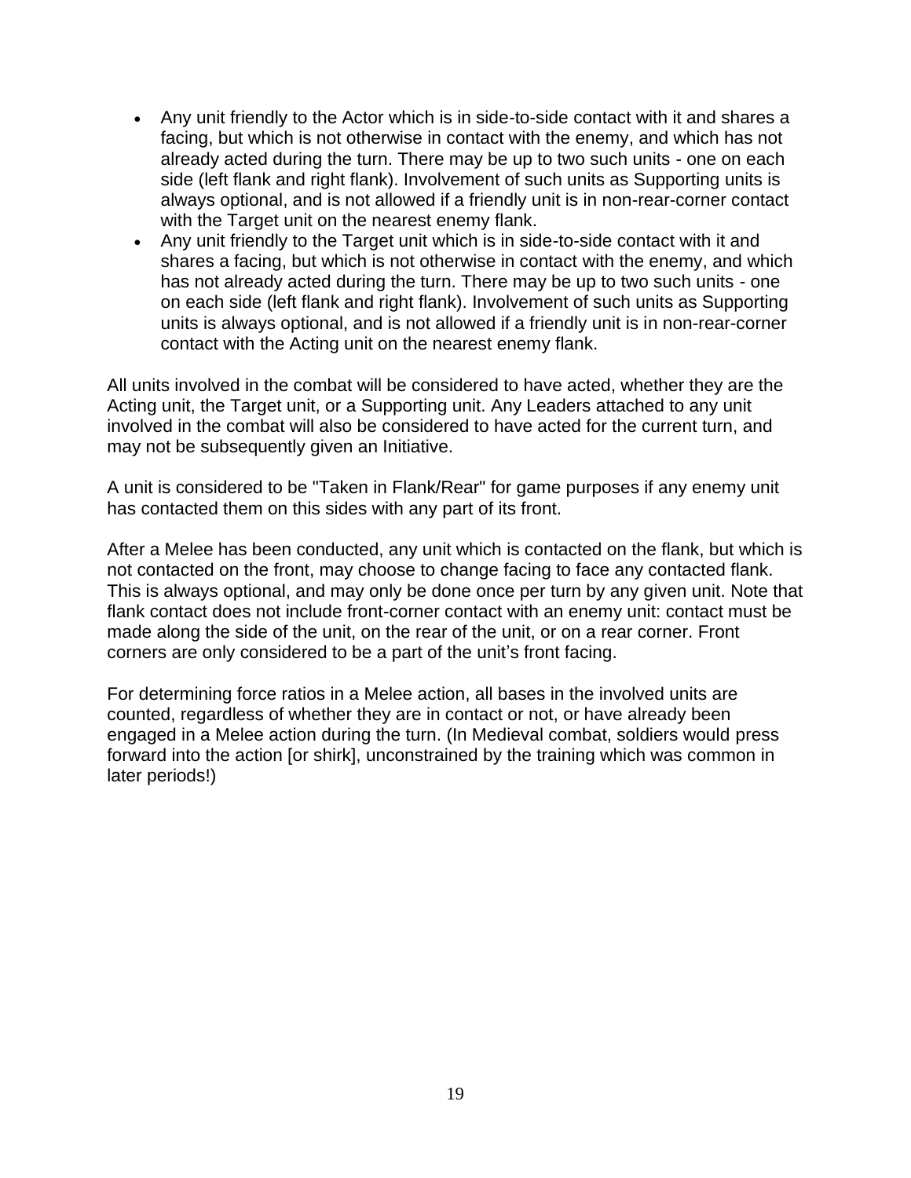- Any unit friendly to the Actor which is in side-to-side contact with it and shares a facing, but which is not otherwise in contact with the enemy, and which has not already acted during the turn. There may be up to two such units - one on each side (left flank and right flank). Involvement of such units as Supporting units is always optional, and is not allowed if a friendly unit is in non-rear-corner contact with the Target unit on the nearest enemy flank.
- Any unit friendly to the Target unit which is in side-to-side contact with it and shares a facing, but which is not otherwise in contact with the enemy, and which has not already acted during the turn. There may be up to two such units - one on each side (left flank and right flank). Involvement of such units as Supporting units is always optional, and is not allowed if a friendly unit is in non-rear-corner contact with the Acting unit on the nearest enemy flank.

All units involved in the combat will be considered to have acted, whether they are the Acting unit, the Target unit, or a Supporting unit. Any Leaders attached to any unit involved in the combat will also be considered to have acted for the current turn, and may not be subsequently given an Initiative.

A unit is considered to be "Taken in Flank/Rear" for game purposes if any enemy unit has contacted them on this sides with any part of its front.

After a Melee has been conducted, any unit which is contacted on the flank, but which is not contacted on the front, may choose to change facing to face any contacted flank. This is always optional, and may only be done once per turn by any given unit. Note that flank contact does not include front-corner contact with an enemy unit: contact must be made along the side of the unit, on the rear of the unit, or on a rear corner. Front corners are only considered to be a part of the unit's front facing.

For determining force ratios in a Melee action, all bases in the involved units are counted, regardless of whether they are in contact or not, or have already been engaged in a Melee action during the turn. (In Medieval combat, soldiers would press forward into the action [or shirk], unconstrained by the training which was common in later periods!)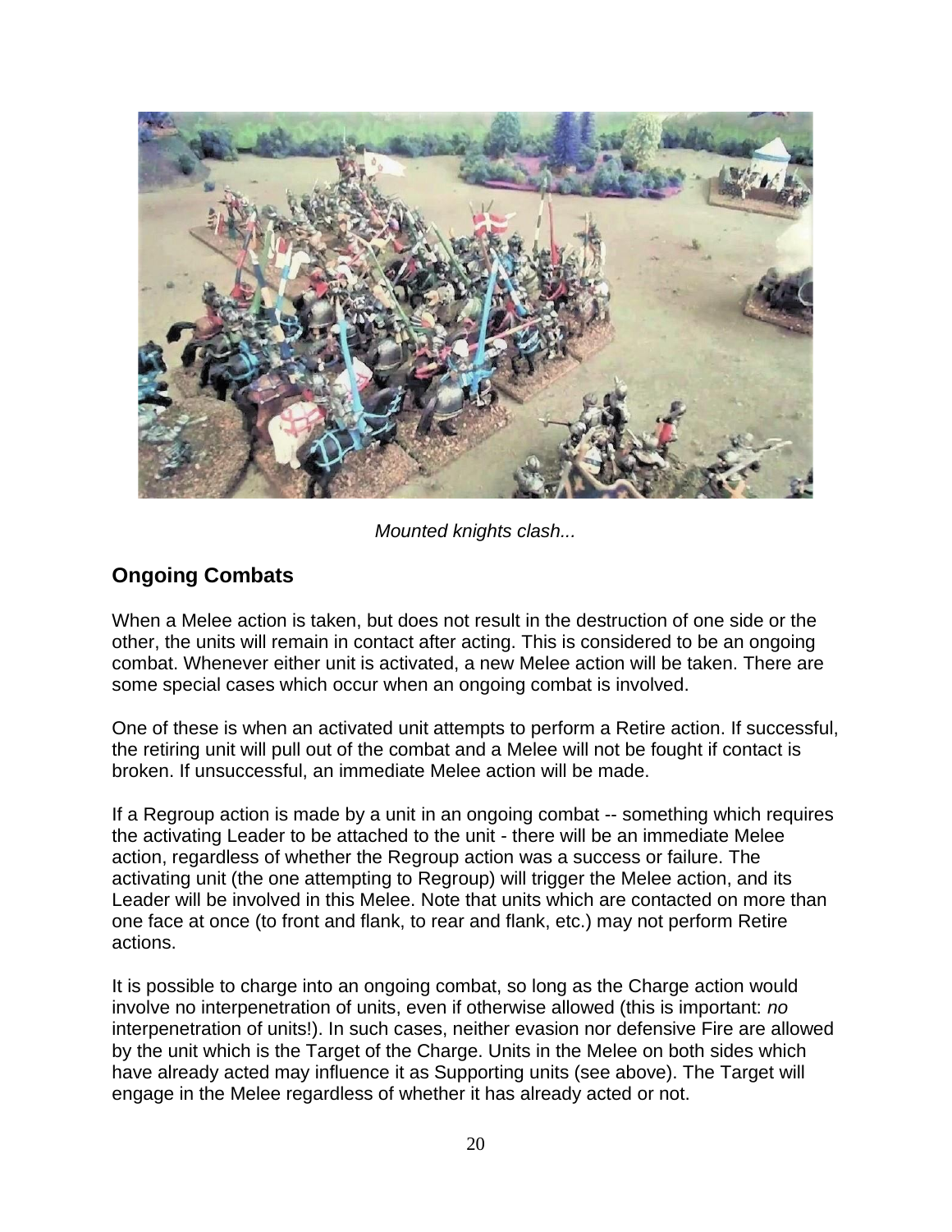*Mounted knights clash...*

## Ongoing Combats

When a Melee action is taken, but does not result in the destruction of one side or the other, the units will remain in contact after acting. This is considered to be an ongoing combat. Whenever either unit is activated, a new Melee action will be taken. There are some special cases which occur when an ongoing combat is involved.

One of these is when an activated unit attempts to perform a Retire action. If successful, the retiring unit will pull out of the combat and a Melee will not be fought if contact is broken. If unsuccessful, an immediate Melee action will be made.

If a Regroup action is made by a unit in an ongoing combat -- something which requires the activating Leader to be attached to the unit - there will be an immediate Melee action, regardless of whether the Regroup action was a success or failure. The activating unit (the one attempting to Regroup) will trigger the Melee action, and its Leader will be involved in this Melee. Note that units which are contacted on more than one face at once (to front and flank, to rear and flank, etc.) may not perform Retire actions.

It is possible to charge into an ongoing combat, so long as the Charge action would involve no interpenetration of units, even if otherwise allowed (this is important: *no* interpenetration of units!). In such cases, neither evasion nor defensive Fire are allowed by the unit which is the Target of the Charge. Units in the Melee on both sides which have already acted may influence it as Supporting units (see above). The Target will engage in the Melee regardless of whether it has already acted or not.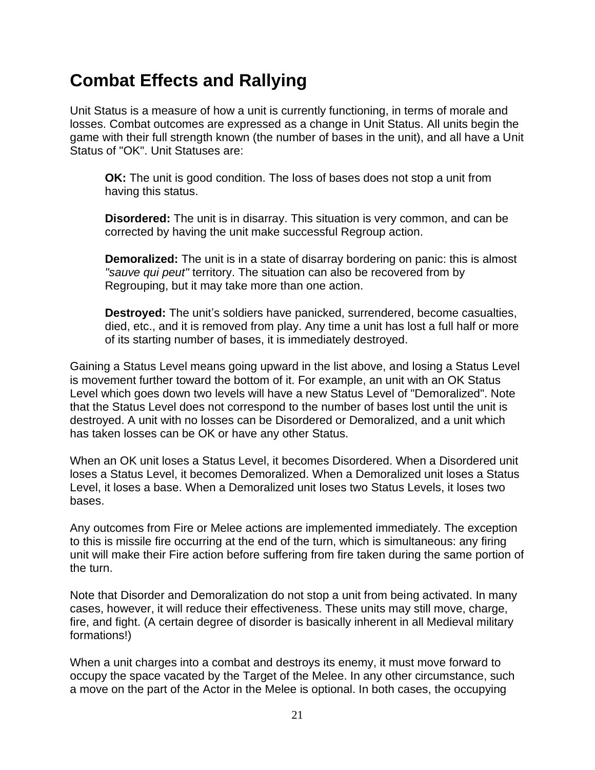## Combat Effects and Rallying

Unit Status is a measure of how a unit is currently functioning, in terms of morale and losses. Combat outcomes are expressed as a change in Unit Status. All units begin the game with their full strength known (the number of bases in the unit), and all have a Unit Status of "OK". Unit Statuses are:

> **OK:** The unit is good condition. The loss of bases does not stop a unit from having this status.
>
> **Disordered:** The unit is in disarray. This situation is very common, and can be corrected by having the unit make successful Regroup action.
>
> **Demoralized:** The unit is in a state of disarray bordering on panic: this is almost *"sauve qui peut"* territory. The situation can also be recovered from by Regrouping, but it may take more than one action.
>
> **Destroyed:** The unit's soldiers have panicked, surrendered, become casualties, died, etc., and it is removed from play. Any time a unit has lost a full half or more of its starting number of bases, it is immediately destroyed.

Gaining a Status Level means going upward in the list above, and losing a Status Level is movement further toward the bottom of it. For example, an unit with an OK Status Level which goes down two levels will have a new Status Level of "Demoralized". Note that the Status Level does not correspond to the number of bases lost until the unit is destroyed. A unit with no losses can be Disordered or Demoralized, and a unit which has taken losses can be OK or have any other Status.

When an OK unit loses a Status Level, it becomes Disordered. When a Disordered unit loses a Status Level, it becomes Demoralized. When a Demoralized unit loses a Status Level, it loses a base. When a Demoralized unit loses two Status Levels, it loses two bases.

Any outcomes from Fire or Melee actions are implemented immediately. The exception to this is missile fire occurring at the end of the turn, which is simultaneous: any firing unit will make their Fire action before suffering from fire taken during the same portion of the turn.

Note that Disorder and Demoralization do not stop a unit from being activated. In many cases, however, it will reduce their effectiveness. These units may still move, charge, fire, and fight. (A certain degree of disorder is basically inherent in all Medieval military formations!)

When a unit charges into a combat and destroys its enemy, it must move forward to occupy the space vacated by the Target of the Melee. In any other circumstance, such a move on the part of the Actor in the Melee is optional. In both cases, the occupying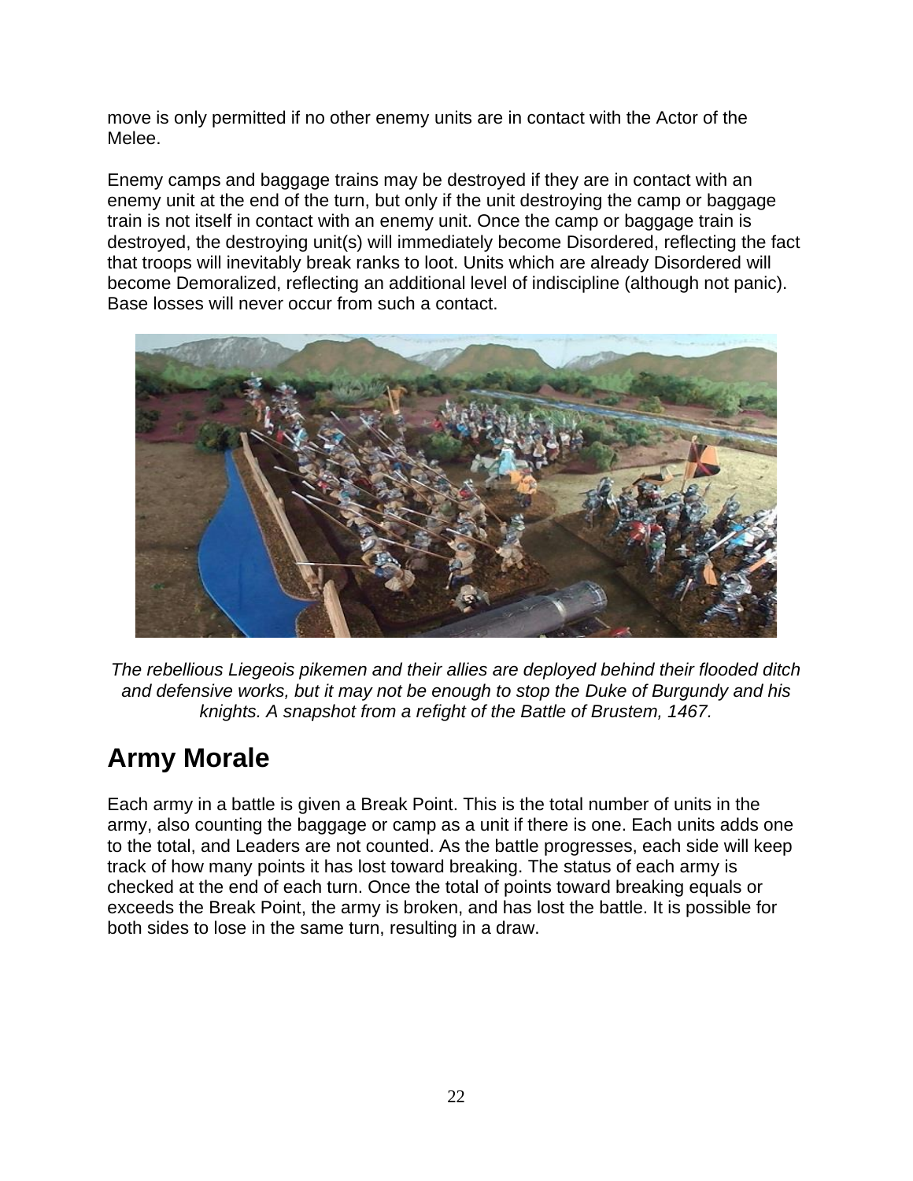move is only permitted if no other enemy units are in contact with the Actor of the Melee.

Enemy camps and baggage trains may be destroyed if they are in contact with an enemy unit at the end of the turn, but only if the unit destroying the camp or baggage train is not itself in contact with an enemy unit. Once the camp or baggage train is destroyed, the destroying unit(s) will immediately become Disordered, reflecting the fact that troops will inevitably break ranks to loot. Units which are already Disordered will become Demoralized, reflecting an additional level of indiscipline (although not panic). Base losses will never occur from such a contact.

*The rebellious Liegeois pikemen and their allies are deployed behind their flooded ditch and defensive works, but it may not be enough to stop the Duke of Burgundy and his knights. A snapshot from a refight of the Battle of Brustem, 1467.*

# Army Morale

Each army in a battle is given a Break Point. This is the total number of units in the army, also counting the baggage or camp as a unit if there is one. Each units adds one to the total, and Leaders are not counted. As the battle progresses, each side will keep track of how many points it has lost toward breaking. The status of each army is checked at the end of each turn. Once the total of points toward breaking equals or exceeds the Break Point, the army is broken, and has lost the battle. It is possible for both sides to lose in the same turn, resulting in a draw.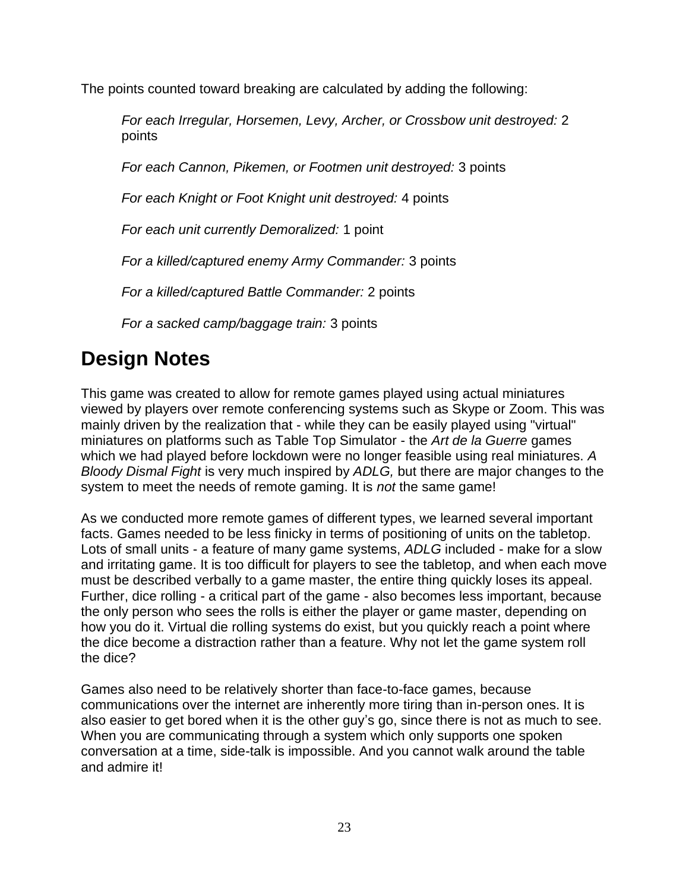The points counted toward breaking are calculated by adding the following:

*For each Irregular, Horsemen, Levy, Archer, or Crossbow unit destroyed:* 2 points

*For each Cannon, Pikemen, or Footmen unit destroyed:* 3 points

*For each Knight or Foot Knight unit destroyed:* 4 points

*For each unit currently Demoralized:* 1 point

*For a killed/captured enemy Army Commander:* 3 points

*For a killed/captured Battle Commander:* 2 points

*For a sacked camp/baggage train:* 3 points

## Design Notes

This game was created to allow for remote games played using actual miniatures viewed by players over remote conferencing systems such as Skype or Zoom. This was mainly driven by the realization that - while they can be easily played using "virtual" miniatures on platforms such as Table Top Simulator - the *Art de la Guerre* games which we had played before lockdown were no longer feasible using real miniatures. *A Bloody Dismal Fight* is very much inspired by *ADLG,* but there are major changes to the system to meet the needs of remote gaming. It is *not* the same game!

As we conducted more remote games of different types, we learned several important facts. Games needed to be less finicky in terms of positioning of units on the tabletop. Lots of small units - a feature of many game systems, *ADLG* included - make for a slow and irritating game. It is too difficult for players to see the tabletop, and when each move must be described verbally to a game master, the entire thing quickly loses its appeal. Further, dice rolling - a critical part of the game - also becomes less important, because the only person who sees the rolls is either the player or game master, depending on how you do it. Virtual die rolling systems do exist, but you quickly reach a point where the dice become a distraction rather than a feature. Why not let the game system roll the dice?

Games also need to be relatively shorter than face-to-face games, because communications over the internet are inherently more tiring than in-person ones. It is also easier to get bored when it is the other guy's go, since there is not as much to see. When you are communicating through a system which only supports one spoken conversation at a time, side-talk is impossible. And you cannot walk around the table and admire it!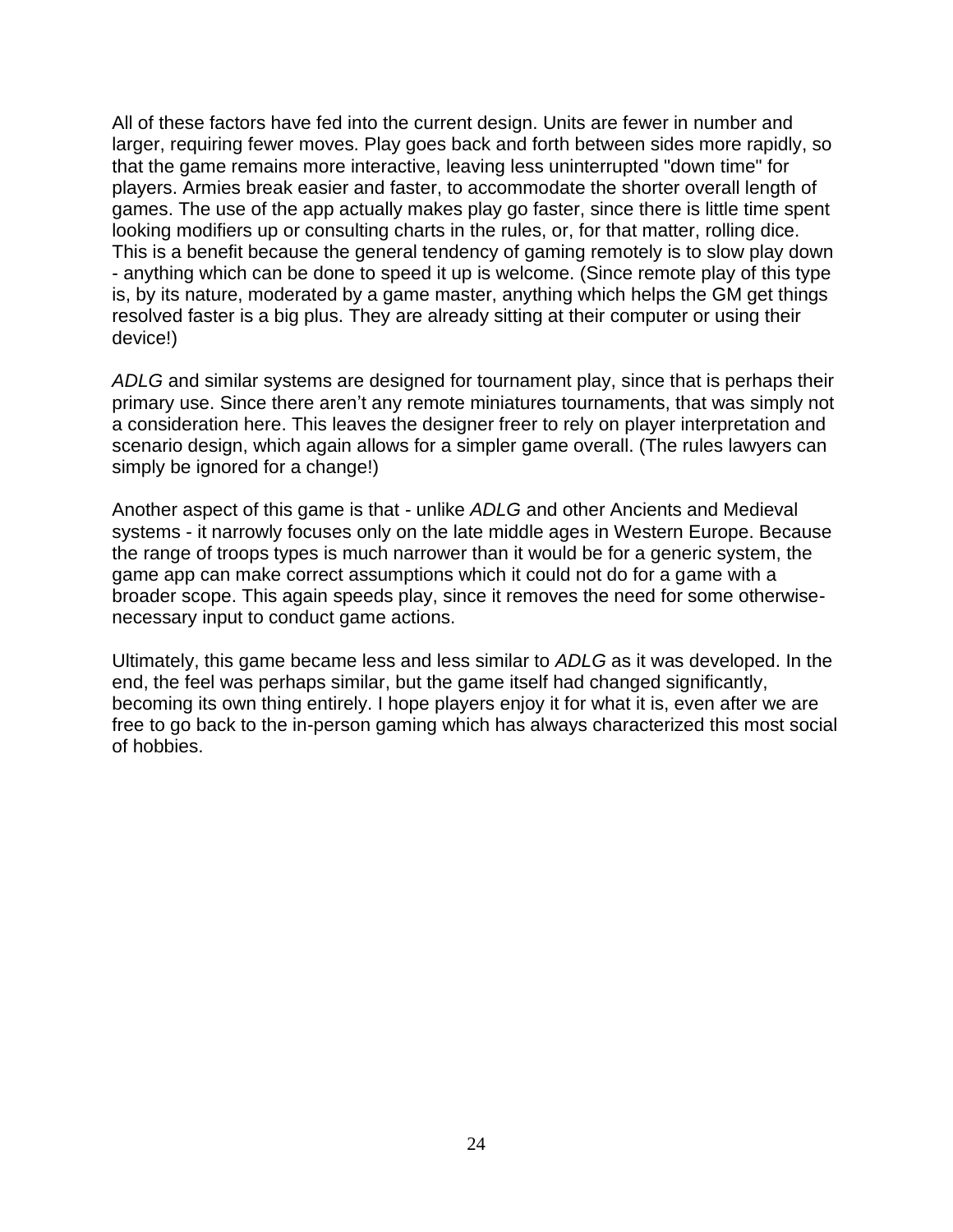All of these factors have fed into the current design. Units are fewer in number and larger, requiring fewer moves. Play goes back and forth between sides more rapidly, so that the game remains more interactive, leaving less uninterrupted "down time" for players. Armies break easier and faster, to accommodate the shorter overall length of games. The use of the app actually makes play go faster, since there is little time spent looking modifiers up or consulting charts in the rules, or, for that matter, rolling dice. This is a benefit because the general tendency of gaming remotely is to slow play down - anything which can be done to speed it up is welcome. (Since remote play of this type is, by its nature, moderated by a game master, anything which helps the GM get things resolved faster is a big plus. They are already sitting at their computer or using their device!)

*ADLG* and similar systems are designed for tournament play, since that is perhaps their primary use. Since there aren't any remote miniatures tournaments, that was simply not a consideration here. This leaves the designer freer to rely on player interpretation and scenario design, which again allows for a simpler game overall. (The rules lawyers can simply be ignored for a change!)

Another aspect of this game is that - unlike *ADLG* and other Ancients and Medieval systems - it narrowly focuses only on the late middle ages in Western Europe. Because the range of troops types is much narrower than it would be for a generic system, the game app can make correct assumptions which it could not do for a game with a broader scope. This again speeds play, since it removes the need for some otherwise-necessary input to conduct game actions.

Ultimately, this game became less and less similar to *ADLG* as it was developed. In the end, the feel was perhaps similar, but the game itself had changed significantly, becoming its own thing entirely. I hope players enjoy it for what it is, even after we are free to go back to the in-person gaming which has always characterized this most social of hobbies.